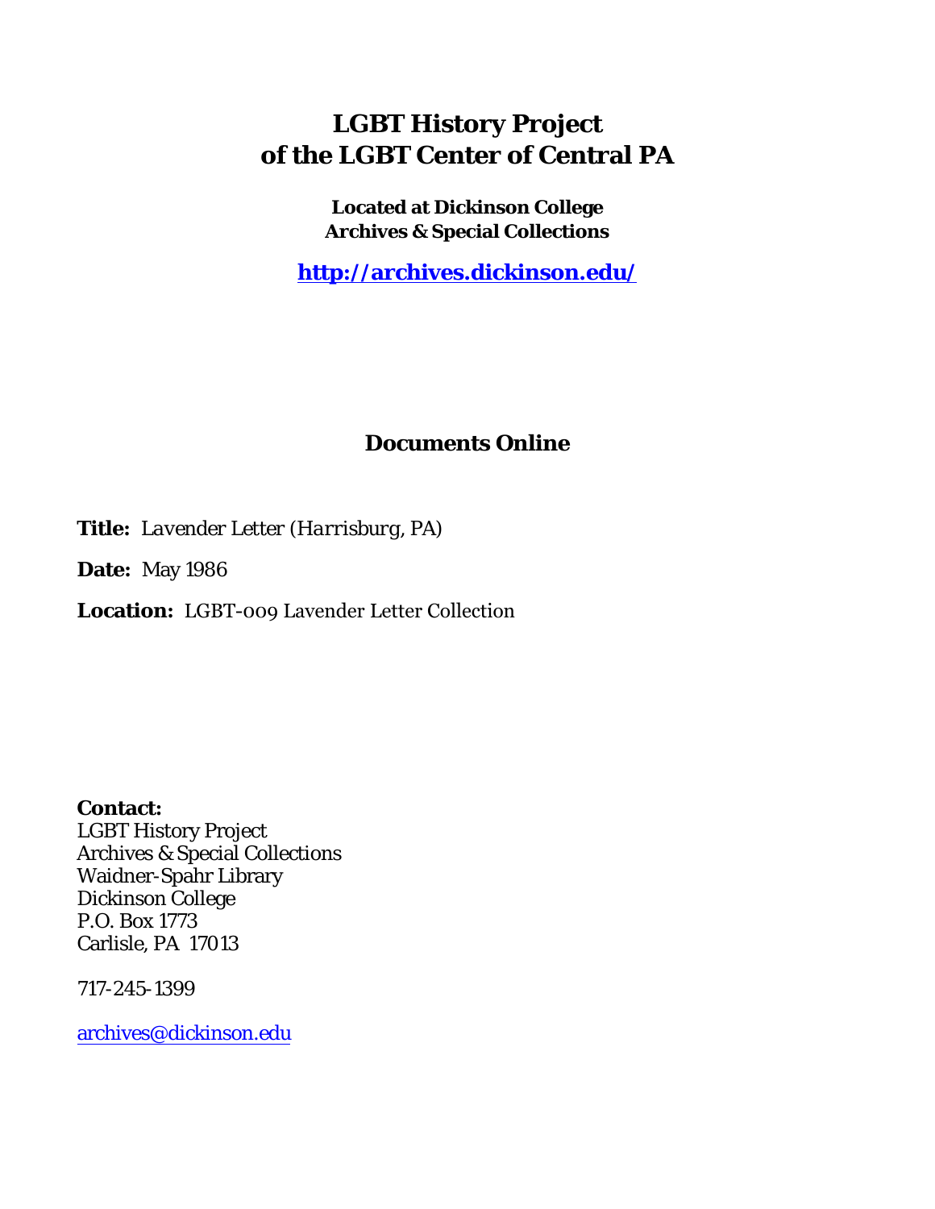# LGBT History Project of the LGBT Center of Central PA

**Located at Dickinson College Archives & Special Collections**

**http://archives.dickinson.edu/**

## Documents Online

**Title:** *Lavender Letter (Harrisburg, PA)*

**Date:** May 1986

**Location:** LGBT-009 Lavender Letter Collection

**Contact:**
LGBT History Project
Archives & Special Collections
Waidner-Spahr Library
Dickinson College
P.O. Box 1773
Carlisle, PA 17013

717-245-1399

archives@dickinson.edu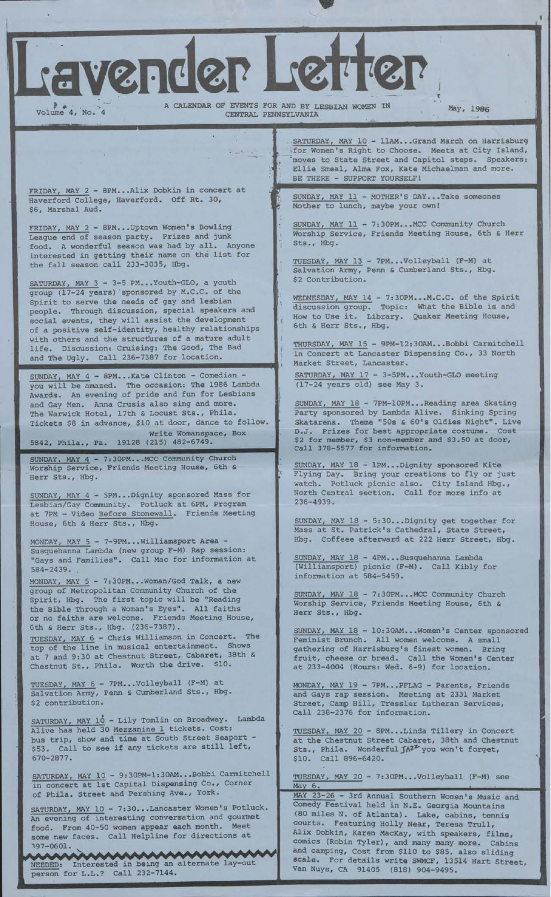# Lavender Letter

Volume 4, No. 4

A CALENDAR OF EVENTS FOR AND BY LESBIAN WOMEN IN CENTRAL PENNSYLVANIA

May, 1986

FRIDAY, MAY 2 - 8PM...Alix Dobkin in concert at Haverford College, Haverford. Off Rt. 30, $6, Marshal Aud.

FRIDAY, MAY 2 - 8PM...Uptown Women's Bowling League end of season party. Prizes and junk food. A wonderful season was had by all. Anyone interested in getting their name on the list for the fall season call 233-3035, Hbg.

SATURDAY, MAY 3 - 3-5 PM...Youth-GLO, a youth group (17-24 years) sponsored by M.C.C. of the Spirit to serve the needs of gay and lesbian people. Through discussion, special speakers and social events, they will assist the development of a positive self-identity, healthy relationships with others and the structures of a mature adult life. Discussion: Cruising: The Good, The Bad and The Ugly. Call 236-7387 for location.

SUNDAY, MAY 4 - 8PM...Kate Clinton - Comedian - you will be amazed. The occasion: The 1986 Lambda Awards. An evening of pride and fun for Lesbians and Gay Men. Anna Crusis also sing and more. The Warwick Hotel, 17th & Locust Sts., Phila. Tickets $8 in advance, $10 at door, dance to follow. Write Womanspace, Box 5842, Phila., Pa. 19128 (215) 482-6749.

SUNDAY, MAY 4 - 7:30PM...MCC Community Church Worship Service, Friends Meeting House, 6th & Herr Sts., Hbg.

SUNDAY, MAY 4 - 5PM...Dignity sponsored Mass for Lesbian/Gay Community. Potluck at 6PM, Program at 7PM - Video Before Stonewall. Friends Meeting House, 6th & Herr Sts., Hbg.

MONDAY, MAY 5 - 7-9PM...Williamsport Area - Susquehanna Lambda (new group F-M) Rap session: "Gays and Families". Call Mac for information at 584-2439.

MONDAY, MAY 5 - 7:30PM...Woman/God Talk, a new group of Metropolitan Community Church of the Spirit, Hbg. The first topic will be "Reading the Bible Through a Woman's Eyes". All faiths or no faiths are welcome. Friends Meeting House, 6th & Herr Sts., Hbg. (236-7387).

TUESDAY, MAY 6 - Chris Williamson in Concert. The top of the line in musical entertainment. Shows at 7 and 9:30 at Chestnut Street, Cabaret, 38th & Chestnut St., Phila. Worth the drive. $10.

TUESDAY, MAY 6 - 7PM...Volleyball (F-M) at Salvation Army, Penn & Cumberland Sts., Hbg. $2 contribution.

SATURDAY, MAY 10 - Lily Tomlin on Broadway. Lambda Alive has held 30 Mezzanine 1 tickets. Cost: bus trip, show and time at South Street Seaport - $53. Call to see if any tickets are still left, 670-2877.

SATURDAY, MAY 10 - 9:30PM-1:30AM...Bobbi Carmitchell in concert at 1st Capital Dispensing Co., Corner of Phila. Street and Pershing Ave., York.

SATURDAY, MAY 10 - 7:30...Lancaster Women's Potluck. An evening of interesting conversation and gourmet food. From 40-50 women appear each month. Meet some new faces. Call Helpline for directions at 397-0601.

NEEDED: Interested in being an alternate lay-out person for L.L.? Call 232-7144.

SATURDAY, MAY 10 - 11AM...Grand March on Harrisburg for Women's Right to Choose. Meets at City Island, moves to State Street and Capitol steps. Speakers: Ellie Smeal, Alma Fox, Kate Michaelman and more. BE THERE - SUPPORT YOURSELF!

SUNDAY, MAY 11 - MOTHER'S DAY...Take someones Mother to lunch, maybe your own!

SUNDAY, MAY 11 - 7:30PM...MCC Community Church Worship Service, Friends Meeting House, 6th & Herr Sts., Hbg.

TUESDAY, MAY 13 - 7PM...Volleyball (F-M) at Salvation Army, Penn & Cumberland Sts., Hbg. $2 Contribution.

WEDNESDAY, MAY 14 - 7:30PM...M.C.C. of the Spirit discussion group. Topic: What the Bible is and How to Use it. Library. Quaker Meeting House, 6th & Herr Sts., Hbg.

THURSDAY, MAY 15 - 9PM-12:30AM...Bobbi Carmitchell in Concert at Lancaster Dispensing Co., 33 North Market Street, Lancaster.

SATURDAY, MAY 17 - 3-5PM...Youth-GLO meeting (17-24 years old) see May 3.

SUNDAY, MAY 18 - 7PM-10PM...Reading area Skating Party sponsored by Lambda Alive. Sinking Spring Skatarena. Theme "50s & 60's Oldies Night". Live D.J. Prizes for best appropriate costume. Cost $2 for member, $3 non-member and $3.50 at door, Call 378-5577 for information.

SUNDAY, MAY 18 - 1PM...Dignity sponsored Kite Flying Day. Bring your creations to fly or just watch. Potluck picnic also. City Island Hbg., North Central section. Call for more info at 236-4939.

SUNDAY, MAY 18 - 5:30...Dignity get together for Mass at St. Patrick's Cathedral, State Street, Hbg. Coffeee afterward at 222 Herr Street, Hbg.

SUNDAY, MAY 18 - 4PM...Susquehanna Lambda (Williamsport) picnic (F-M). Call Kibly for information at 584-5459.

SUNDAY, MAY 18 - 7:30PM...MCC Community Church Worship Service, Friends Meeting House, 6th & Herr Sts., Hbg.

SUNDAY, MAY 18 - 10:30AM...Women's Center sponsored Feminist Brunch. All women welcome. A small gathering of Harrisburg's finest women. Bring fruit, cheese or bread. Call the Women's Center at 233-4004 (Hours: Wed. 6-9) for location.

MONDAY, MAY 19 - 7PM...PFLAG - Parents, Friends and Gays rap session. Meeting at 2331 Market Street, Camp Hill, Tressler Lutheran Services, Call 238-2376 for information.

TUESDAY, MAY 20 - 8PM...Linda Tillery in Concert at the Chestnut Street Cabaret, 38th and Chestnut Sts., Phila. Wonderful Jazz you won't forget, $10. Call 896-6420.

TUESDAY, MAY 20 - 7:30PM...Volleyball (F-M) see May 6.

MAY 23-26 - 3rd Annual Southern Women's Music and Comedy Festival held in N.E. Georgia Mountains (80 miles N. of Atlanta). Lake, cabins, tennis courts. Featuring Holly Near, Teresa Trull, Alix Dobkin, Karen MacKay, with speakers, films, comics (Robin Tyler), and many many more. Cabins and camping, Cost from $110 to $85, also sliding scale. For details write SWMCF, 13514 Hart Street, Van Nuys, CA 91405 (818) 904-9495.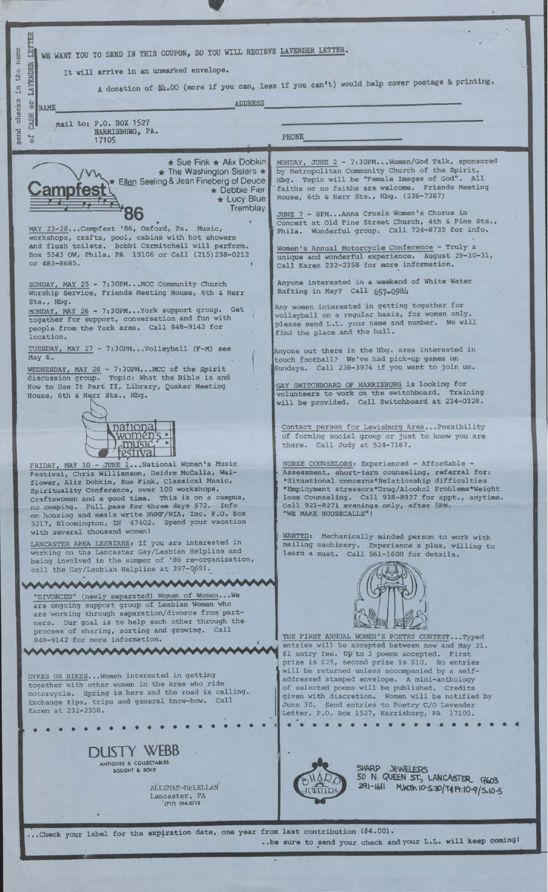send checks in the name of CASH or LAVENDER LETTER

WE WANT YOU TO SEND IN THIS COUPON, SO YOU WILL RECIEVE LAVENDER LETTER.

It will arrive in an unmarked envelope.

A donation of $4.00 (more if you can, less if you can't) would help cover postage & printing.

NAME _______________ ADDRESS _______________

mail to: P.O. BOX 1527
HARRISBURG, PA.
17105

PHONE _______________

**Campfest '86**

★ Sue Fink ★ Alix Dobkin
★ The Washington Sisters ★
★ Ellen Seeling & Jean Fineberg of Deuce
★ Debbie Fier
★ Lucy Blue Tremblay

MAY 23-26...Campfest '86, Oxford, Pa. Music, workshops, crafts, pool, cabins with hot showers and flush toilets. Bobbi Carmitchell will perform. Box 5343 OW, Phila. PA 19106 or Call (215)238-0212 or 483-8685.

SUNDAY, MAY 25 - 7:30PM...MCC Community Church Worship Service, Friends Meeting House, 6th & Herr Sts., Hbg.

MONDAY, MAY 26 - 7:30PM...York support group. Get together for support, conversation and fun with people from the York area. Call 848-9142 for location.

TUESDAY, MAY 27 - 7:30PM...Volleyball (F-M) see May 6.

WEDNESDAY, MAY 28 - 7:30PM...MCC of the Spirit discussion group. Topic: What the Bible is and How to Use It Part II, Library, Quaker Meeting House, 6th & Herr Sts., Hbg.

**national women's music festival**

FRIDAY, MAY 30 - JUNE 1...National Women's Music Festival, Chris Williamson, Deidre McCalla, Walflower, Aliz Dobkin, Sue Fink, Classical Music, Spirituality Conference, over 100 workshops, Craftswomen and a good time. This is on a campus, no camping. Full pass for three days $72. Info on housing and meals write NWMF/WIA, Inc. P.O. Box 5217, Bloomington, IN 47402. Spend your vacation with several thousand women!

LANCASTER AREA LESBIANS: If you are interested in working on the Lancaster Gay/Lesbian Helpline and being involved in the summer of '86 re-organization, call the Gay/Lesbian Helpline at 397-0691.

"DIVORCED" (newly separated) Women of Women...We are ongoing support group of Lesbian Women who are working through separation/divorce from partners. Our goal is to help each other through the process of sharing, sorting and growing. Call 848-9142 for more information.

DYKES ON BIKES...Women interested in getting together with other women in the area who ride motorcycle. Spring is here and the road is calling. Exchange tips, trips and general know-how. Call Karen at 232-2358.

MONDAY, JUNE 2 - 7:30PM...Woman/God Talk, sponsored by Metropolitan Community Church of the Spirit, Hbg. Topic will be "Female Images of God". All faiths or no faiths are welcome. Friends Meeting House, 6th & Herr Sts., Hbg. (236-7387)

JUNE 7 - 8PM...Anna Crusis Women's Chorus in Concert at Old Pine Street Church, 4th & Pine Sts., Phila. Wonderful group. Call 724-8735 for info.

Women's Annual Motorcycle Conference - Truly a unique and wonderful experience. August 29-30-31, Call Karen 232-2358 for more information.

Anyone interested in a weekend of White Water Rafting in May? Call 657-0984

Any women interested in getting together for volleyball on a regular basis, for women only, please send L.L. your name and number. We will find the place and the ball.

Anyone out there in the Hbg. area interested in touch football? We've had pick-up games on Sundays. Call 238-3974 if you want to join us.

GAY SWITCHBOARD OF HARRISBURG is looking for volunteers to work on the switchboard. Training will be provided. Call Switchboard at 234-0328.

Contact person for Lewisburg Area...Possibility of forming social group or just to know you are there. Call Judy at 524-7167.

NURSE COUNSELORS: Experienced - Affordable - Assessment, short-term counseling, referral for: *Situational concerns*Relationship difficulties *Employment stressors*Drug/Alcohol Problems*Weight loss Counseling. Call 938-8937 for appt., anytime. Call 921-8271 evenings only, after 5PM. "WE MAKE HOUSECALLS"!

WANTED: Mechanically minded person to work with mailing machinery. Experience a plus, willing to learn a must. Call 561-1600 for details.

THE FIRST ANNUAL WOMEN'S POETRY CONTEST...Typed entries will be accepted between now and May 31. $1 entry fee. Up to 3 poems accepted. First prize is $25, second prize is $10. No entries will be returned unless accompanied by a self-addressed stamped envelope. A mini-anthology of selected poems will be published. Credits given with discretion. Women will be notified by June 30. Send entries to Poetry C/O Lavender Letter, P.O. Box 1527, Harrisburg, PA 17105.

**DUSTY WEBB**
ANTIQUES & COLLECTABLES
BOUGHT & SOLD
ALLEMAN-McLELLAN
Lancaster, PA
(717) 394-5718

**SHARP JEWELERS**
50 N. QUEEN ST, LANCASTER 17603
291-1611 M,W,Th 10-5:30/T & Fr. 10-9/S. 10-5

...Check your label for the expiration date, one year from last contribution ($4.00).

..be sure to send your check and your L.L. will keep coming!